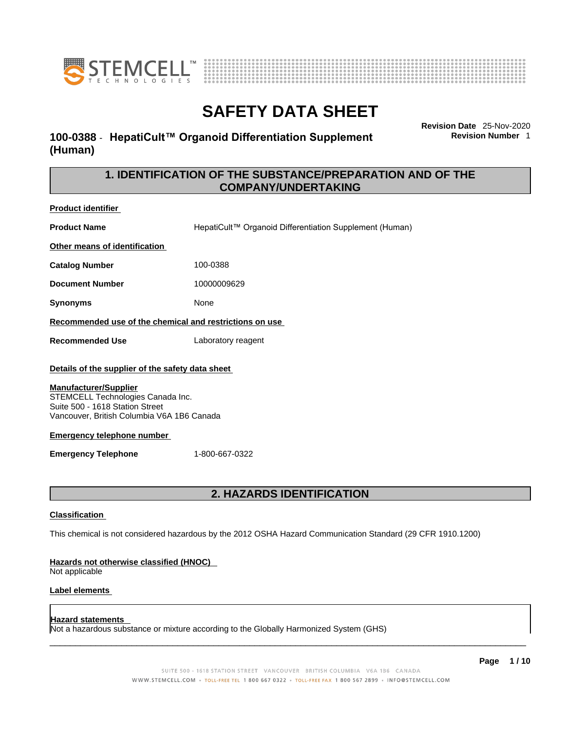# SAFETY DATA SHEET

**100-0388 - HepatiCult™ Organoid Differentiation Supplement (Human)**

**Revision Date** 25-Nov-2020
**Revision Number** 1

## 1. IDENTIFICATION OF THE SUBSTANCE/PREPARATION AND OF THE COMPANY/UNDERTAKING

**Product identifier**

| | |
|---|---|
| **Product Name** | HepatiCult™ Organoid Differentiation Supplement (Human) |

**Other means of identification**

| | |
|---|---|
| **Catalog Number** | 100-0388 |
| **Document Number** | 10000009629 |
| **Synonyms** | None |

**Recommended use of the chemical and restrictions on use**

| | |
|---|---|
| **Recommended Use** | Laboratory reagent |

**Details of the supplier of the safety data sheet**

**Manufacturer/Supplier**
STEMCELL Technologies Canada Inc.
Suite 500 - 1618 Station Street
Vancouver, British Columbia V6A 1B6 Canada

**Emergency telephone number**

| | |
|---|---|
| **Emergency Telephone** | 1-800-667-0322 |

## 2. HAZARDS IDENTIFICATION

**Classification**

This chemical is not considered hazardous by the 2012 OSHA Hazard Communication Standard (29 CFR 1910.1200)

**Hazards not otherwise classified (HNOC)**
Not applicable

**Label elements**

**Hazard statements**
Not a hazardous substance or mixture according to the Globally Harmonized System (GHS)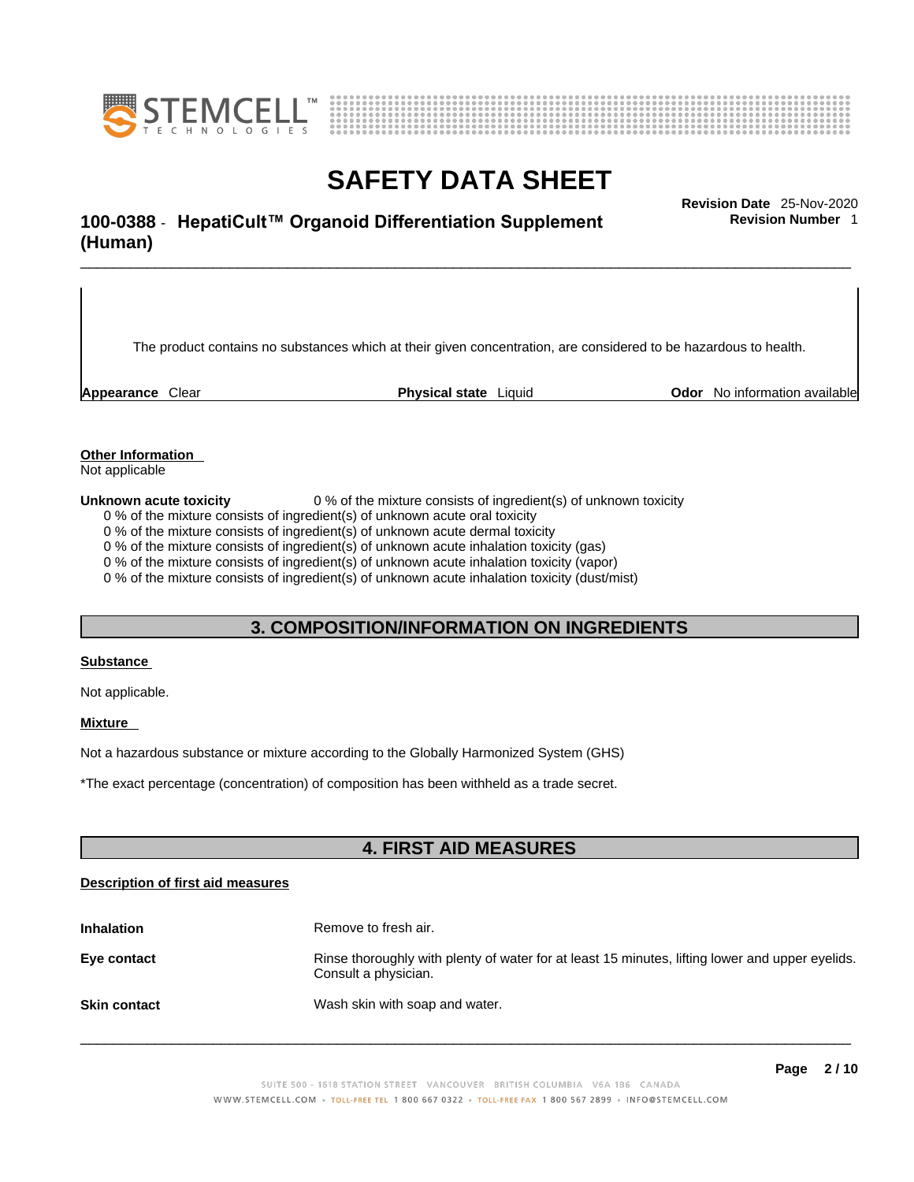The product contains no substances which at their given concentration, are considered to be hazardous to health.

**Appearance** Clear **Physical state** Liquid **Odor** No information available

**Other Information**

Not applicable

**Unknown acute toxicity** 0 % of the mixture consists of ingredient(s) of unknown toxicity

0 % of the mixture consists of ingredient(s) of unknown acute oral toxicity
0 % of the mixture consists of ingredient(s) of unknown acute dermal toxicity
0 % of the mixture consists of ingredient(s) of unknown acute inhalation toxicity (gas)
0 % of the mixture consists of ingredient(s) of unknown acute inhalation toxicity (vapor)
0 % of the mixture consists of ingredient(s) of unknown acute inhalation toxicity (dust/mist)

## 3. COMPOSITION/INFORMATION ON INGREDIENTS

**Substance**

Not applicable.

**Mixture**

Not a hazardous substance or mixture according to the Globally Harmonized System (GHS)

*The exact percentage (concentration) of composition has been withheld as a trade secret.

## 4. FIRST AID MEASURES

**Description of first aid measures**

**Inhalation** Remove to fresh air.

**Eye contact** Rinse thoroughly with plenty of water for at least 15 minutes, lifting lower and upper eyelids. Consult a physician.

**Skin contact** Wash skin with soap and water.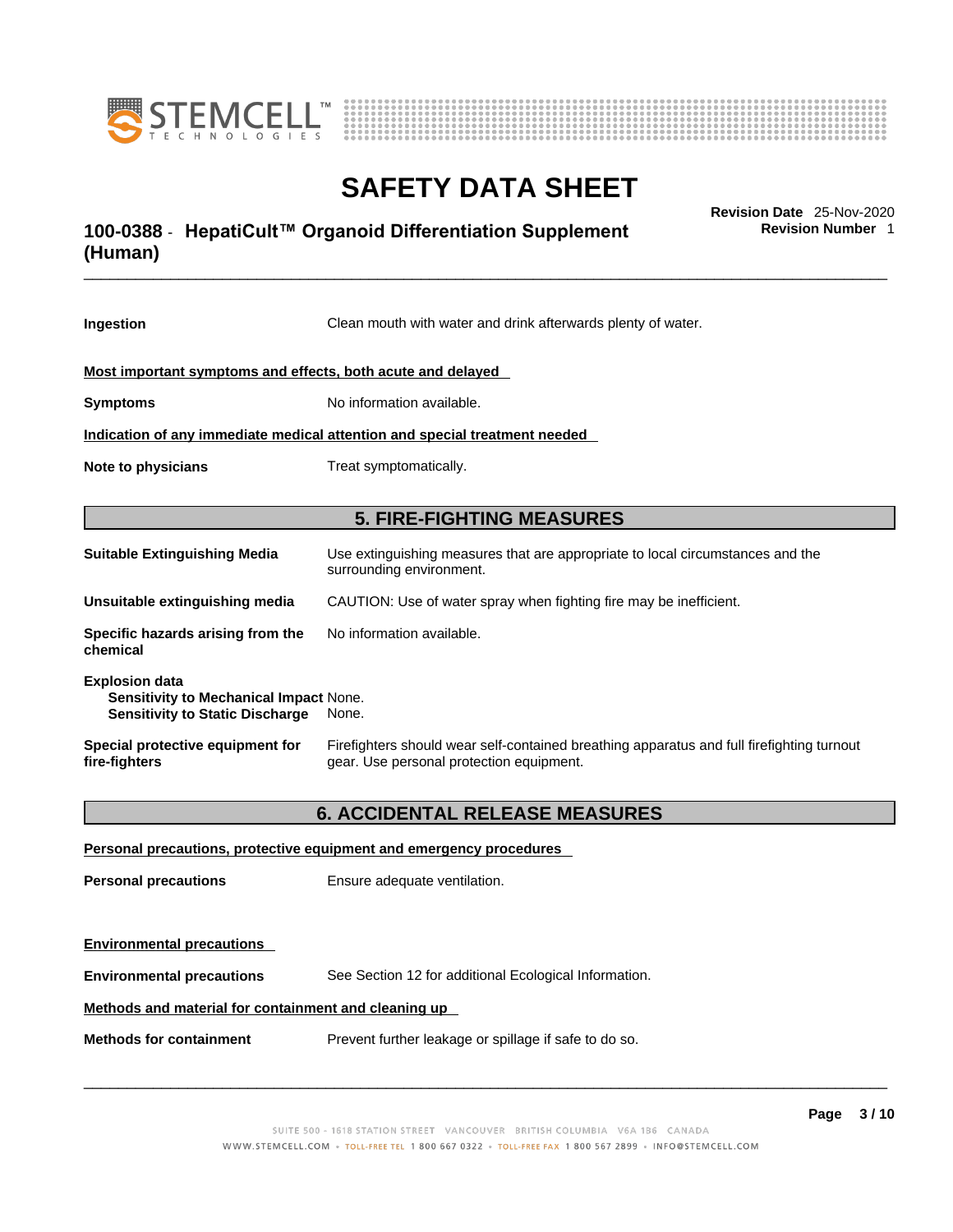**Ingestion** Clean mouth with water and drink afterwards plenty of water.

**Most important symptoms and effects, both acute and delayed**

**Symptoms** No information available.

**Indication of any immediate medical attention and special treatment needed**

**Note to physicians** Treat symptomatically.

## 5. FIRE-FIGHTING MEASURES

**Suitable Extinguishing Media** Use extinguishing measures that are appropriate to local circumstances and the surrounding environment.

**Unsuitable extinguishing media** CAUTION: Use of water spray when fighting fire may be inefficient.

**Specific hazards arising from the chemical** No information available.

**Explosion data**
- **Sensitivity to Mechanical Impact** None.
- **Sensitivity to Static Discharge** None.

**Special protective equipment for fire-fighters** Firefighters should wear self-contained breathing apparatus and full firefighting turnout gear. Use personal protection equipment.

## 6. ACCIDENTAL RELEASE MEASURES

**Personal precautions, protective equipment and emergency procedures**

**Personal precautions** Ensure adequate ventilation.

**Environmental precautions**

**Environmental precautions** See Section 12 for additional Ecological Information.

**Methods and material for containment and cleaning up**

**Methods for containment** Prevent further leakage or spillage if safe to do so.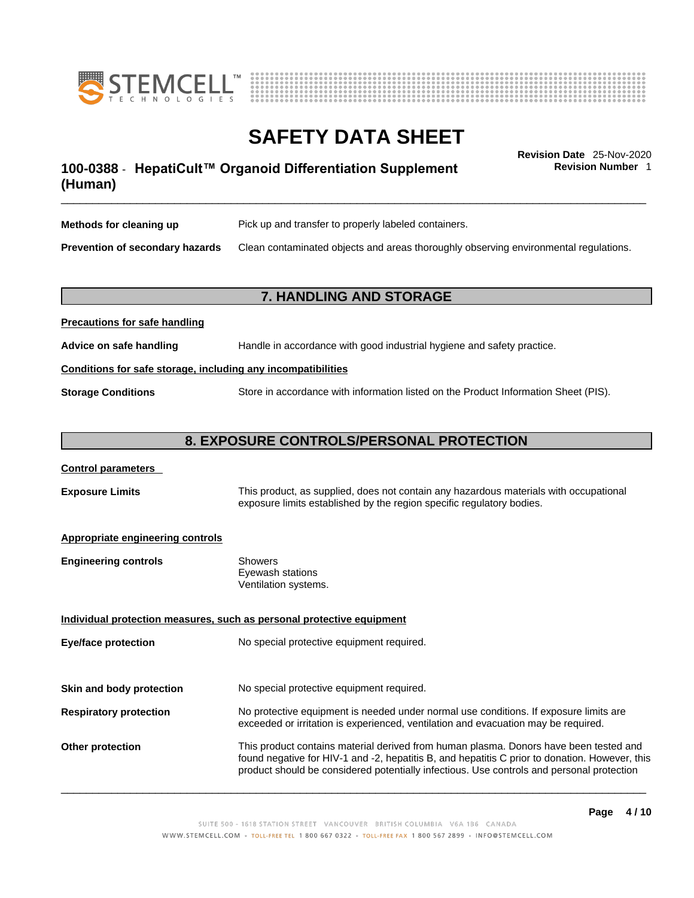| | |
|---|---|
| **Methods for cleaning up** | Pick up and transfer to properly labeled containers. |
| **Prevention of secondary hazards** | Clean contaminated objects and areas thoroughly observing environmental regulations. |

## 7. HANDLING AND STORAGE

**Precautions for safe handling**

**Advice on safe handling** Handle in accordance with good industrial hygiene and safety practice.

**Conditions for safe storage, including any incompatibilities**

**Storage Conditions** Store in accordance with information listed on the Product Information Sheet (PIS).

## 8. EXPOSURE CONTROLS/PERSONAL PROTECTION

**Control parameters**

**Exposure Limits** This product, as supplied, does not contain any hazardous materials with occupational exposure limits established by the region specific regulatory bodies.

**Appropriate engineering controls**

**Engineering controls**
Showers
Eyewash stations
Ventilation systems.

**Individual protection measures, such as personal protective equipment**

**Eye/face protection** No special protective equipment required.

**Skin and body protection** No special protective equipment required.

**Respiratory protection** No protective equipment is needed under normal use conditions. If exposure limits are exceeded or irritation is experienced, ventilation and evacuation may be required.

**Other protection** This product contains material derived from human plasma. Donors have been tested and found negative for HIV-1 and -2, hepatitis B, and hepatitis C prior to donation. However, this product should be considered potentially infectious. Use controls and personal protection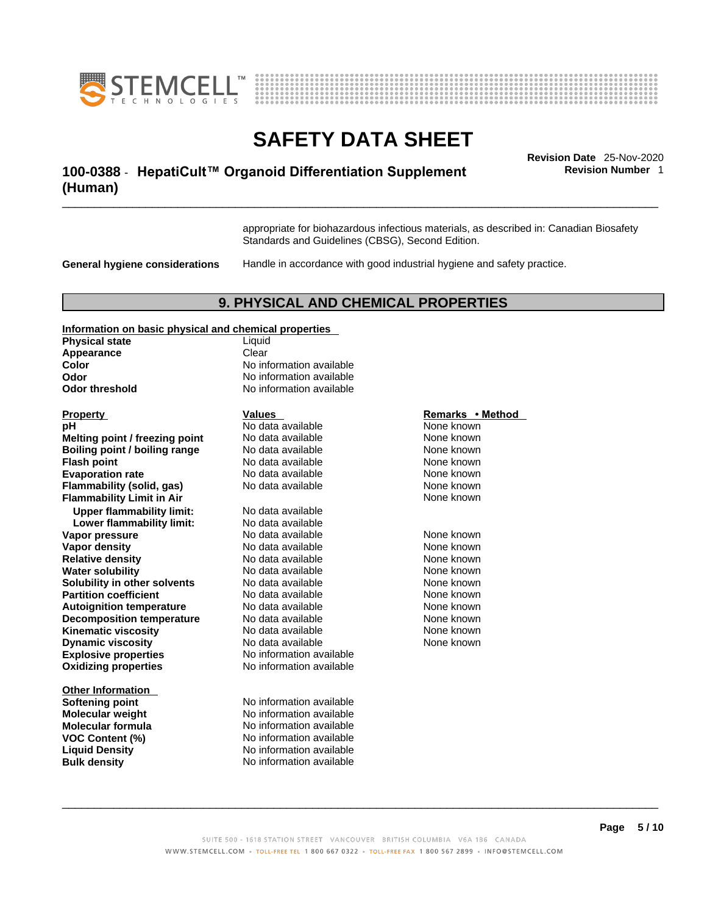appropriate for biohazardous infectious materials, as described in: Canadian Biosafety Standards and Guidelines (CBSG), Second Edition.

**General hygiene considerations** Handle in accordance with good industrial hygiene and safety practice.

## 9. PHYSICAL AND CHEMICAL PROPERTIES

**Information on basic physical and chemical properties**

| | |
|---|---|
| **Physical state** | Liquid |
| **Appearance** | Clear |
| **Color** | No information available |
| **Odor** | No information available |
| **Odor threshold** | No information available |

| Property | Values | Remarks • Method |
|---|---|---|
| **pH** | No data available | None known |
| **Melting point / freezing point** | No data available | None known |
| **Boiling point / boiling range** | No data available | None known |
| **Flash point** | No data available | None known |
| **Evaporation rate** | No data available | None known |
| **Flammability (solid, gas)** | No data available | None known |
| **Flammability Limit in Air** | | None known |
| **Upper flammability limit:** | No data available | |
| **Lower flammability limit:** | No data available | |
| **Vapor pressure** | No data available | None known |
| **Vapor density** | No data available | None known |
| **Relative density** | No data available | None known |
| **Water solubility** | No data available | None known |
| **Solubility in other solvents** | No data available | None known |
| **Partition coefficient** | No data available | None known |
| **Autoignition temperature** | No data available | None known |
| **Decomposition temperature** | No data available | None known |
| **Kinematic viscosity** | No data available | None known |
| **Dynamic viscosity** | No data available | None known |
| **Explosive properties** | No information available | |
| **Oxidizing properties** | No information available | |

**Other Information**

| | |
|---|---|
| **Softening point** | No information available |
| **Molecular weight** | No information available |
| **Molecular formula** | No information available |
| **VOC Content (%)** | No information available |
| **Liquid Density** | No information available |
| **Bulk density** | No information available |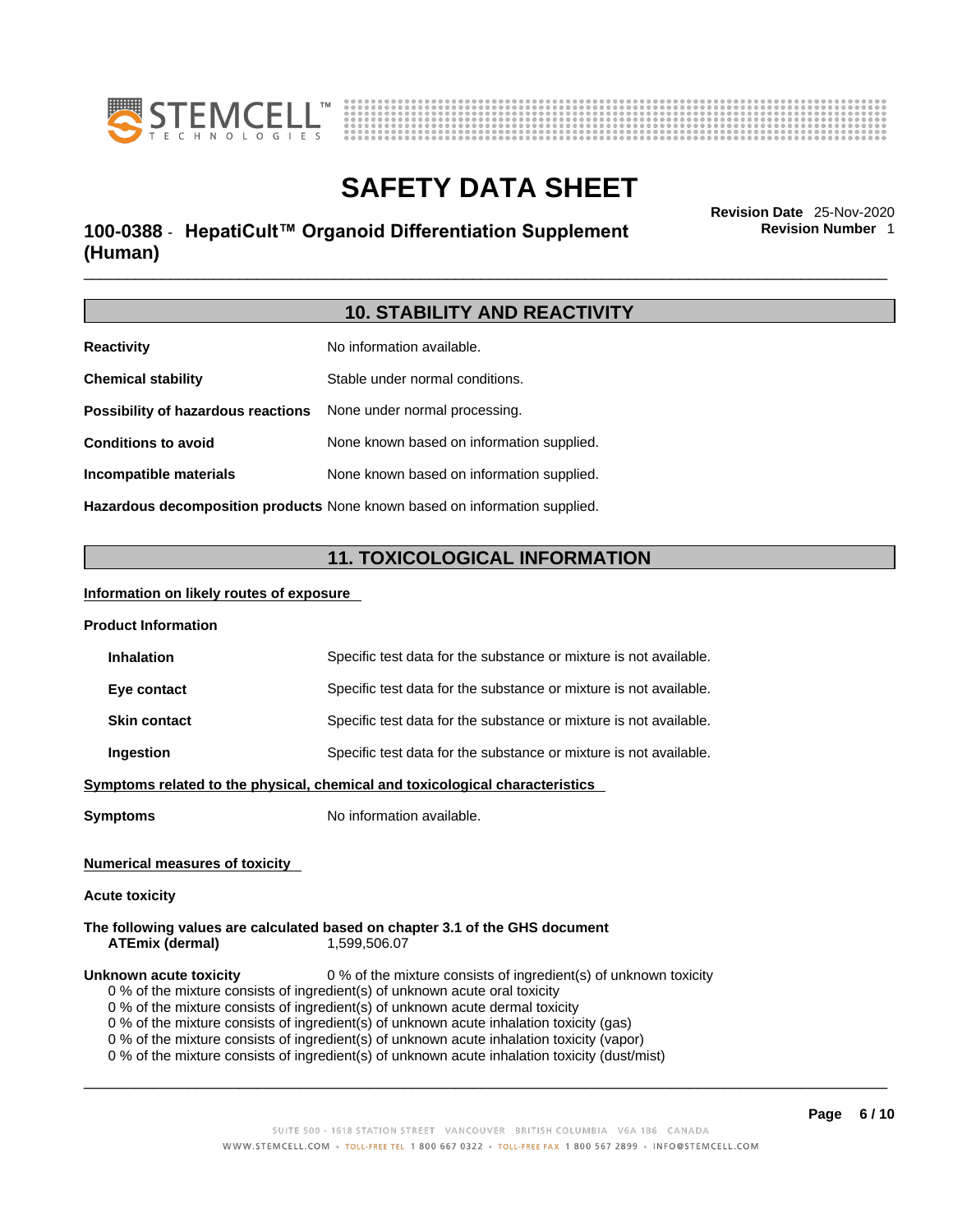## 10. STABILITY AND REACTIVITY

**Reactivity** No information available.

**Chemical stability** Stable under normal conditions.

**Possibility of hazardous reactions** None under normal processing.

**Conditions to avoid** None known based on information supplied.

**Incompatible materials** None known based on information supplied.

**Hazardous decomposition products** None known based on information supplied.

## 11. TOXICOLOGICAL INFORMATION

**Information on likely routes of exposure**

**Product Information**

**Inhalation** Specific test data for the substance or mixture is not available.

**Eye contact** Specific test data for the substance or mixture is not available.

**Skin contact** Specific test data for the substance or mixture is not available.

**Ingestion** Specific test data for the substance or mixture is not available.

**Symptoms related to the physical, chemical and toxicological characteristics**

**Symptoms** No information available.

**Numerical measures of toxicity**

**Acute toxicity**

**The following values are calculated based on chapter 3.1 of the GHS document**
**ATEmix (dermal)** 1,599,506.07

**Unknown acute toxicity** 0 % of the mixture consists of ingredient(s) of unknown toxicity
0 % of the mixture consists of ingredient(s) of unknown acute oral toxicity
0 % of the mixture consists of ingredient(s) of unknown acute dermal toxicity
0 % of the mixture consists of ingredient(s) of unknown acute inhalation toxicity (gas)
0 % of the mixture consists of ingredient(s) of unknown acute inhalation toxicity (vapor)
0 % of the mixture consists of ingredient(s) of unknown acute inhalation toxicity (dust/mist)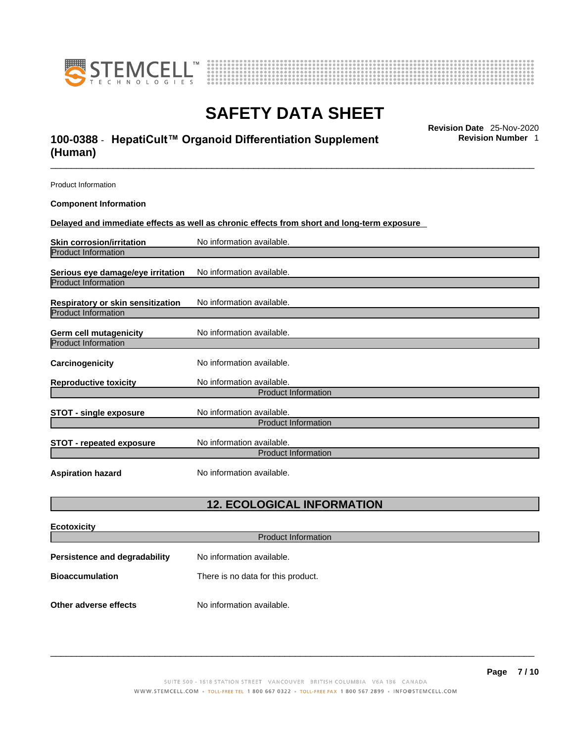Product Information

**Component Information**

**Delayed and immediate effects as well as chronic effects from short and long-term exposure**

**Skin corrosion/irritation** No information available.

Product Information

**Serious eye damage/eye irritation** No information available.

Product Information

**Respiratory or skin sensitization** No information available.

Product Information

**Germ cell mutagenicity** No information available.

Product Information

**Carcinogenicity** No information available.

**Reproductive toxicity** No information available.

Product Information

**STOT - single exposure** No information available.

Product Information

**STOT - repeated exposure** No information available.

Product Information

**Aspiration hazard** No information available.

## 12. ECOLOGICAL INFORMATION

**Ecotoxicity**

Product Information

**Persistence and degradability** No information available.

**Bioaccumulation** There is no data for this product.

**Other adverse effects** No information available.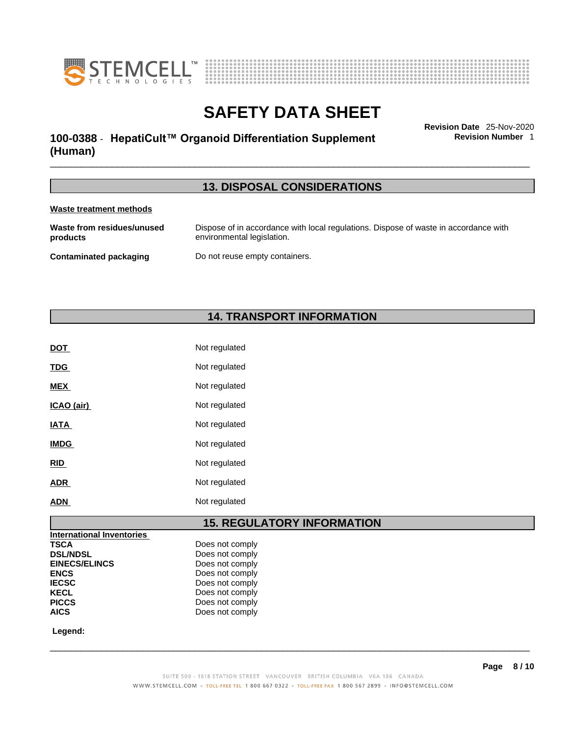## 13. DISPOSAL CONSIDERATIONS

**Waste treatment methods**

| | |
|---|---|
| **Waste from residues/unused products** | Dispose of in accordance with local regulations. Dispose of waste in accordance with environmental legislation. |
| **Contaminated packaging** | Do not reuse empty containers. |

## 14. TRANSPORT INFORMATION

| | |
|---|---|
| **DOT** | Not regulated |
| **TDG** | Not regulated |
| **MEX** | Not regulated |
| **ICAO (air)** | Not regulated |
| **IATA** | Not regulated |
| **IMDG** | Not regulated |
| **RID** | Not regulated |
| **ADR** | Not regulated |
| **ADN** | Not regulated |

## 15. REGULATORY INFORMATION

**International Inventories**

| | |
|---|---|
| **TSCA** | Does not comply |
| **DSL/NDSL** | Does not comply |
| **EINECS/ELINCS** | Does not comply |
| **ENCS** | Does not comply |
| **IECSC** | Does not comply |
| **KECL** | Does not comply |
| **PICCS** | Does not comply |
| **AICS** | Does not comply |

**Legend:**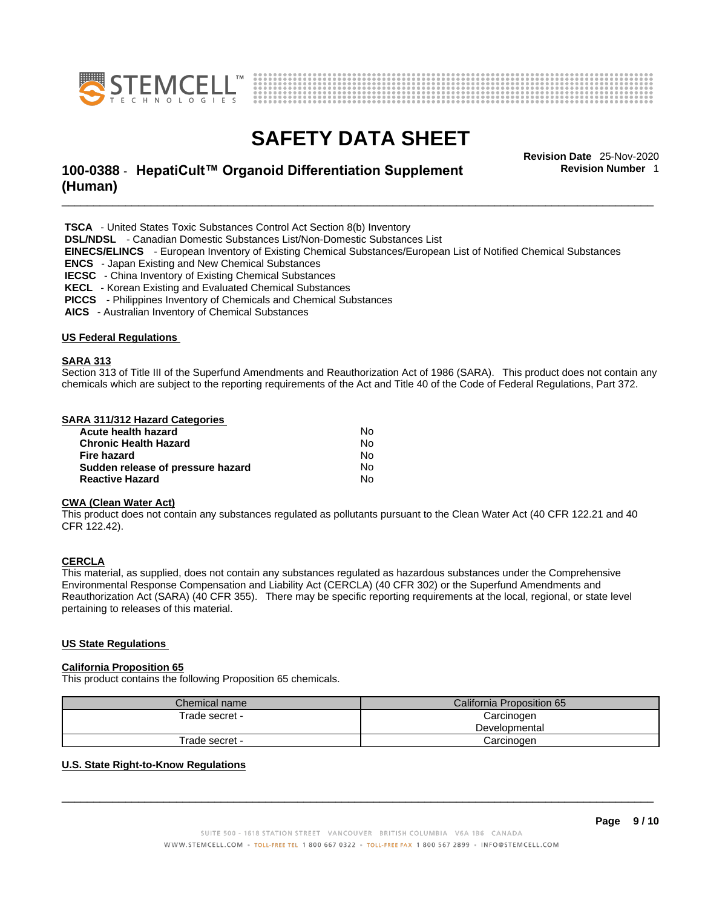**TSCA** - United States Toxic Substances Control Act Section 8(b) Inventory
**DSL/NDSL** - Canadian Domestic Substances List/Non-Domestic Substances List
**EINECS/ELINCS** - European Inventory of Existing Chemical Substances/European List of Notified Chemical Substances
**ENCS** - Japan Existing and New Chemical Substances
**IECSC** - China Inventory of Existing Chemical Substances
**KECL** - Korean Existing and Evaluated Chemical Substances
**PICCS** - Philippines Inventory of Chemicals and Chemical Substances
**AICS** - Australian Inventory of Chemical Substances

## US Federal Regulations

### SARA 313

Section 313 of Title III of the Superfund Amendments and Reauthorization Act of 1986 (SARA). This product does not contain any chemicals which are subject to the reporting requirements of the Act and Title 40 of the Code of Federal Regulations, Part 372.

### SARA 311/312 Hazard Categories

| | |
|---|---|
| **Acute health hazard** | No |
| **Chronic Health Hazard** | No |
| **Fire hazard** | No |
| **Sudden release of pressure hazard** | No |
| **Reactive Hazard** | No |

### CWA (Clean Water Act)

This product does not contain any substances regulated as pollutants pursuant to the Clean Water Act (40 CFR 122.21 and 40 CFR 122.42).

### CERCLA

This material, as supplied, does not contain any substances regulated as hazardous substances under the Comprehensive Environmental Response Compensation and Liability Act (CERCLA) (40 CFR 302) or the Superfund Amendments and Reauthorization Act (SARA) (40 CFR 355). There may be specific reporting requirements at the local, regional, or state level pertaining to releases of this material.

## US State Regulations

### California Proposition 65

This product contains the following Proposition 65 chemicals.

| Chemical name | California Proposition 65 |
|---|---|
| Trade secret - | Carcinogen<br>Developmental |
| Trade secret - | Carcinogen |

### U.S. State Right-to-Know Regulations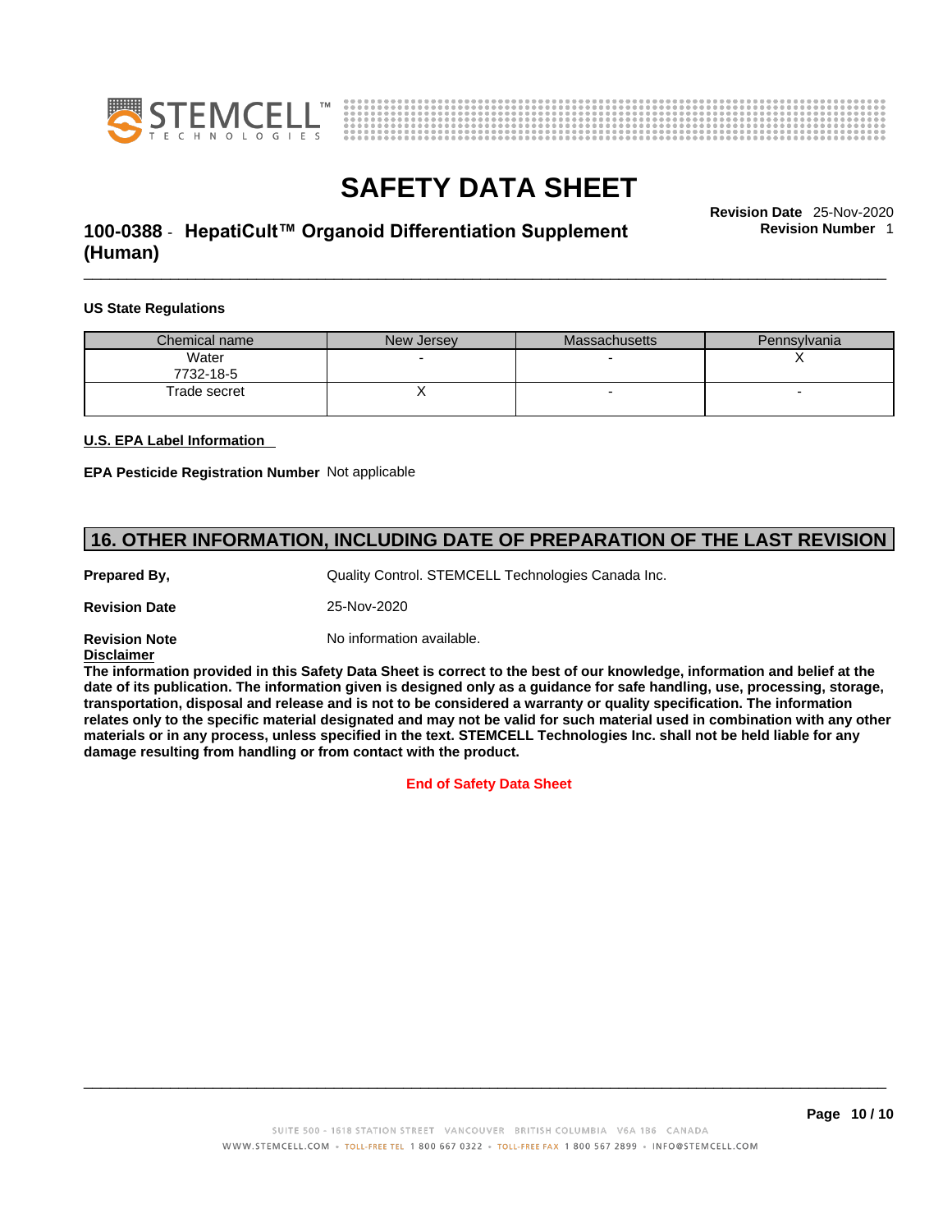**US State Regulations**

| Chemical name | New Jersey | Massachusetts | Pennsylvania |
|---|---|---|---|
| Water 7732-18-5 | - | - | X |
| Trade secret | X | - | - |

**U.S. EPA Label Information**

**EPA Pesticide Registration Number** Not applicable

## 16. OTHER INFORMATION, INCLUDING DATE OF PREPARATION OF THE LAST REVISION

**Prepared By,** Quality Control. STEMCELL Technologies Canada Inc.

**Revision Date** 25-Nov-2020

**Revision Note** No information available.

**Disclaimer**

**The information provided in this Safety Data Sheet is correct to the best of our knowledge, information and belief at the date of its publication. The information given is designed only as a guidance for safe handling, use, processing, storage, transportation, disposal and release and is not to be considered a warranty or quality specification. The information relates only to the specific material designated and may not be valid for such material used in combination with any other materials or in any process, unless specified in the text. STEMCELL Technologies Inc. shall not be held liable for any damage resulting from handling or from contact with the product.**

**End of Safety Data Sheet**